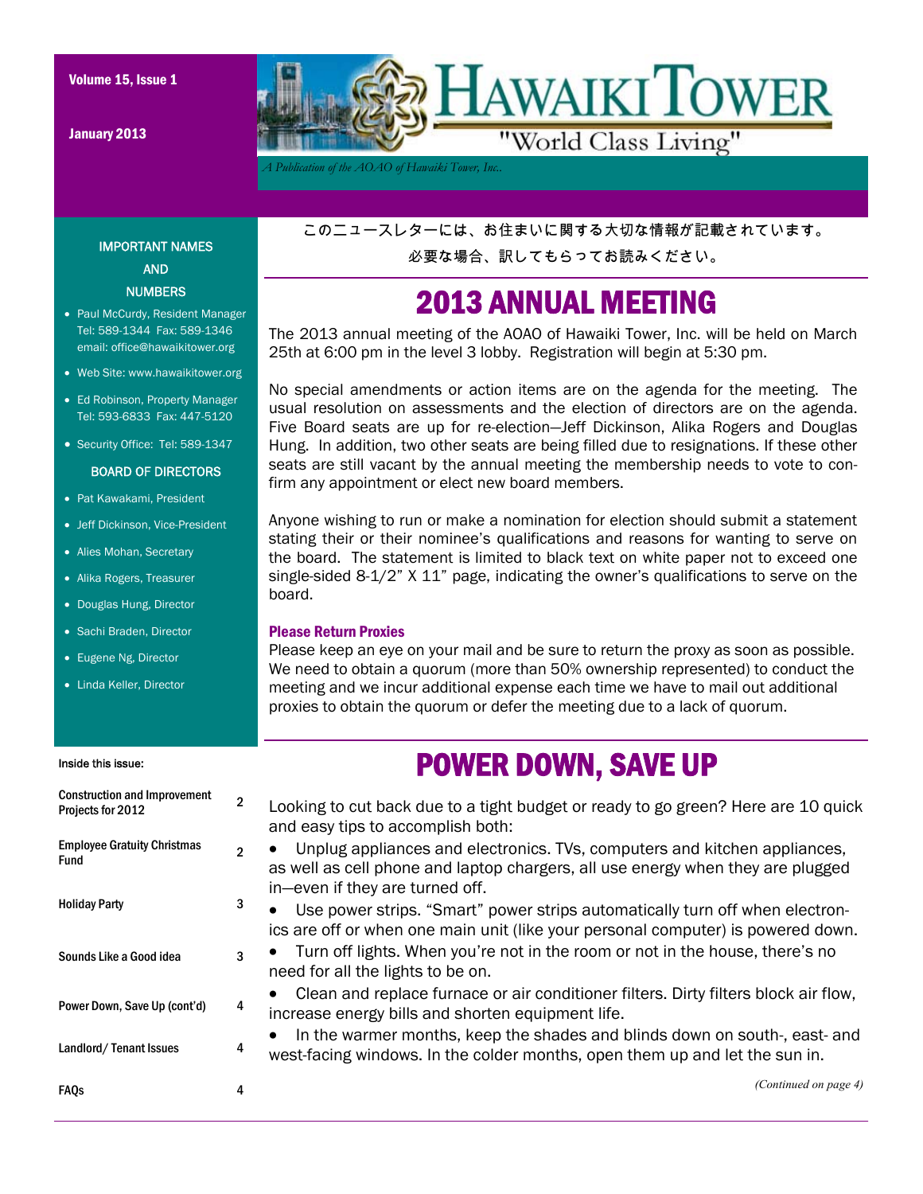# HAWAIKI TOWER

"World Class Living"

*A Publication of the AOAO of Hawaiki Tower, Inc.*

Volume 15, Issue 1

January 2013

### IMPORTANT NAMES AND NUMBERS

- Paul McCurdy, Resident Manager Tel: 589-1344 Fax: 589-1346 email: office@hawaikitower.org
- Web Site: www.hawaikitower.org
- Ed Robinson, Property Manager Tel: 593-6833 Fax: 447-5120
- Security Office: Tel: 589-1347

### BOARD OF DIRECTORS

- Pat Kawakami, President
- Jeff Dickinson, Vice-President
- Alies Mohan, Secretary
- Alika Rogers, Treasurer
- Douglas Hung, Director
- Sachi Braden, Director
- Eugene Ng, Director
- Linda Keller, Director

**Inside this issue:**

| | |
|---|---|
| Construction and Improvement Projects for 2012 | 2 |
| Employee Gratuity Christmas Fund | 2 |
| Holiday Party | 3 |
| Sounds Like a Good idea | 3 |
| Power Down, Save Up (cont'd) | 4 |
| Landlord/ Tenant Issues | 4 |
| FAQs | 4 |

このニュースレターには、お住まいに関する大切な情報が記載されています。
必要な場合、訳してもらってお読みください。

## 2013 ANNUAL MEETING

The 2013 annual meeting of the AOAO of Hawaiki Tower, Inc. will be held on March 25th at 6:00 pm in the level 3 lobby. Registration will begin at 5:30 pm.

No special amendments or action items are on the agenda for the meeting. The usual resolution on assessments and the election of directors are on the agenda. Five Board seats are up for re-election—Jeff Dickinson, Alika Rogers and Douglas Hung. In addition, two other seats are being filled due to resignations. If these other seats are still vacant by the annual meeting the membership needs to vote to confirm any appointment or elect new board members.

Anyone wishing to run or make a nomination for election should submit a statement stating their or their nominee's qualifications and reasons for wanting to serve on the board. The statement is limited to black text on white paper not to exceed one single-sided 8-1/2" X 11" page, indicating the owner's qualifications to serve on the board.

### Please Return Proxies

Please keep an eye on your mail and be sure to return the proxy as soon as possible. We need to obtain a quorum (more than 50% ownership represented) to conduct the meeting and we incur additional expense each time we have to mail out additional proxies to obtain the quorum or defer the meeting due to a lack of quorum.

## POWER DOWN, SAVE UP

Looking to cut back due to a tight budget or ready to go green? Here are 10 quick and easy tips to accomplish both:

- Unplug appliances and electronics. TVs, computers and kitchen appliances, as well as cell phone and laptop chargers, all use energy when they are plugged in—even if they are turned off.
- Use power strips. "Smart" power strips automatically turn off when electronics are off or when one main unit (like your personal computer) is powered down.
- Turn off lights. When you're not in the room or not in the house, there's no need for all the lights to be on.
- Clean and replace furnace or air conditioner filters. Dirty filters block air flow, increase energy bills and shorten equipment life.
- In the warmer months, keep the shades and blinds down on south-, east- and west-facing windows. In the colder months, open them up and let the sun in.

*(Continued on page 4)*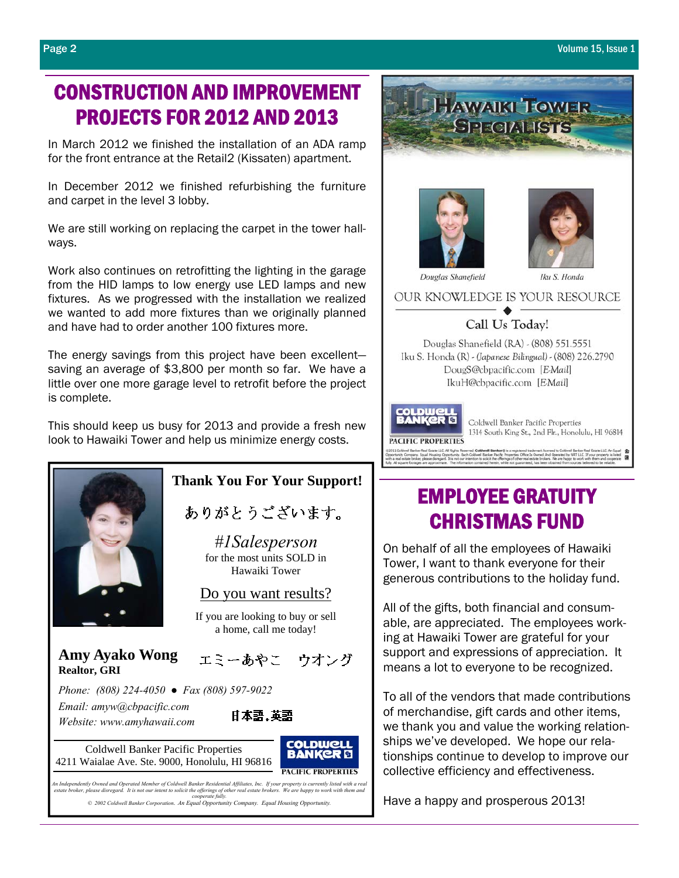# CONSTRUCTION AND IMPROVEMENT PROJECTS FOR 2012 AND 2013

In March 2012 we finished the installation of an ADA ramp for the front entrance at the Retail2 (Kissaten) apartment.

In December 2012 we finished refurbishing the furniture and carpet in the level 3 lobby.

We are still working on replacing the carpet in the tower hallways.

Work also continues on retrofitting the lighting in the garage from the HID lamps to low energy use LED lamps and new fixtures. As we progressed with the installation we realized we wanted to add more fixtures than we originally planned and have had to order another 100 fixtures more.

The energy savings from this project have been excellent—saving an average of $3,800 per month so far. We have a little over one more garage level to retrofit before the project is complete.

This should keep us busy for 2013 and provide a fresh new look to Hawaiki Tower and help us minimize energy costs.

**Thank You For Your Support!**

ありがとうございます。

*#1Salesperson*
for the most units SOLD in Hawaiki Tower

Do you want results?

If you are looking to buy or sell a home, call me today!

**Amy Ayako Wong**
**Realtor, GRI**

エミーあやこ　ウオング

*Phone: (808) 224-4050 ● Fax (808) 597-9022*
*Email: amyw@cbpacific.com*
*Website: www.amyhawaii.com*

日本語，英語

Coldwell Banker Pacific Properties
4211 Waialae Ave. Ste. 9000, Honolulu, HI 96816

COLDWELL BANKER PACIFIC PROPERTIES

*An Independently Owned and Operated Member of Coldwell Banker Residential Affiliates, Inc. If your property is currently listed with a real estate broker, please disregard. It is not our intent to solicit the offerings of other real estate brokers. We are happy to work with them and cooperate fully.*
*© 2002 Coldwell Banker Corporation. An Equal Opportunity Company. Equal Housing Opportunity.*

HAWAIKI TOWER SPECIALISTS

*Douglas Shanefield* *Iku S. Honda*

OUR KNOWLEDGE IS YOUR RESOURCE

Call Us Today!

Douglas Shanefield (RA) - (808) 551.5551
Iku S. Honda (R) - (Japanese Bilingual) - (808) 226.2790
DougS@cbpacific.com [E-Mail]
IkuH@cbpacific.com [E-Mail]

COLDWELL BANKER PACIFIC PROPERTIES
Coldwell Banker Pacific Properties
1314 South King St., 2nd Flr., Honolulu, HI 96814

# EMPLOYEE GRATUITY CHRISTMAS FUND

On behalf of all the employees of Hawaiki Tower, I want to thank everyone for their generous contributions to the holiday fund.

All of the gifts, both financial and consumable, are appreciated. The employees working at Hawaiki Tower are grateful for your support and expressions of appreciation. It means a lot to everyone to be recognized.

To all of the vendors that made contributions of merchandise, gift cards and other items, we thank you and value the working relationships we've developed. We hope our relationships continue to develop to improve our collective efficiency and effectiveness.

Have a happy and prosperous 2013!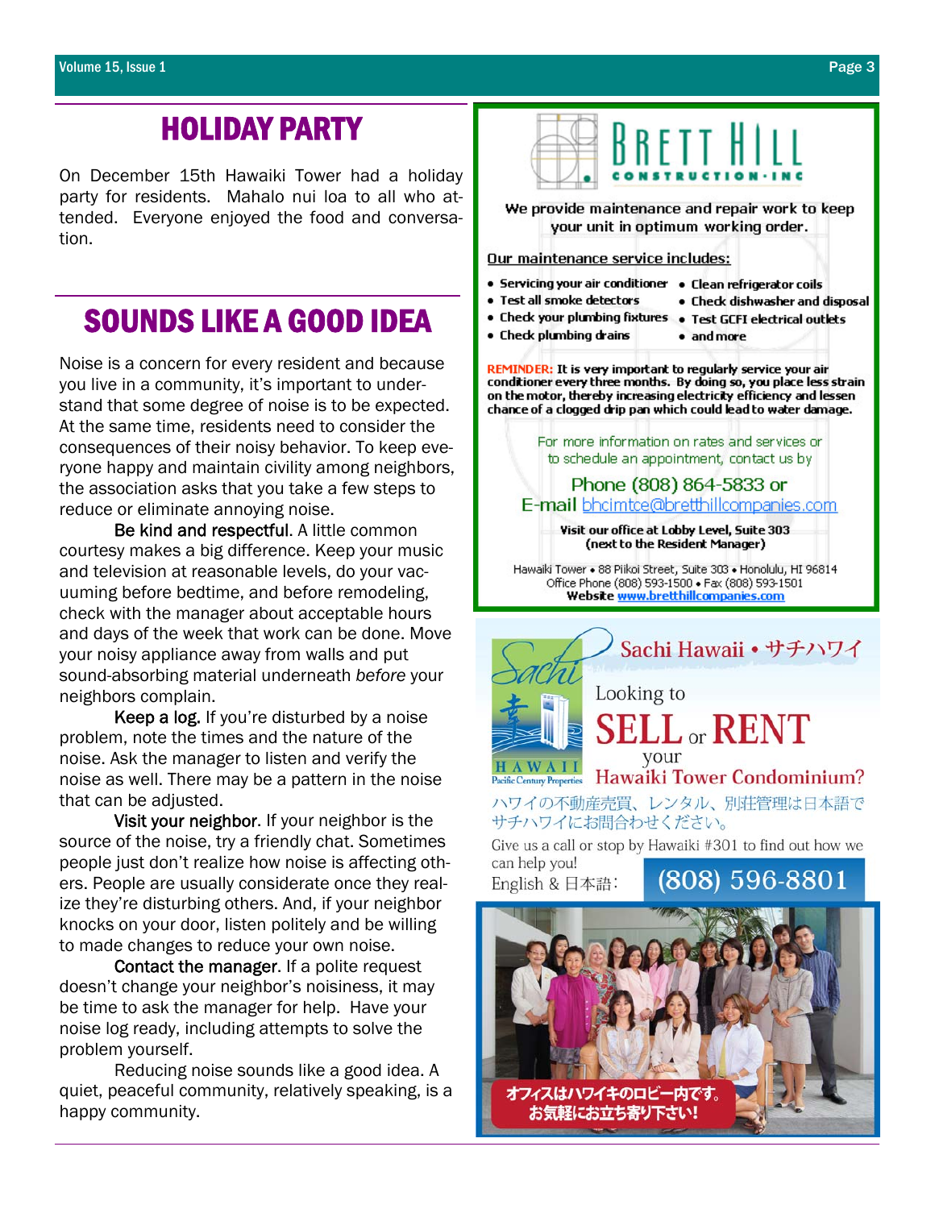## HOLIDAY PARTY

On December 15th Hawaiki Tower had a holiday party for residents. Mahalo nui loa to all who attended. Everyone enjoyed the food and conversation.

## SOUNDS LIKE A GOOD IDEA

Noise is a concern for every resident and because you live in a community, it's important to understand that some degree of noise is to be expected. At the same time, residents need to consider the consequences of their noisy behavior. To keep everyone happy and maintain civility among neighbors, the association asks that you take a few steps to reduce or eliminate annoying noise.

Be kind and respectful. A little common courtesy makes a big difference. Keep your music and television at reasonable levels, do your vacuuming before bedtime, and before remodeling, check with the manager about acceptable hours and days of the week that work can be done. Move your noisy appliance away from walls and put sound-absorbing material underneath *before* your neighbors complain.

Keep a log. If you're disturbed by a noise problem, note the times and the nature of the noise. Ask the manager to listen and verify the noise as well. There may be a pattern in the noise that can be adjusted.

Visit your neighbor. If your neighbor is the source of the noise, try a friendly chat. Sometimes people just don't realize how noise is affecting others. People are usually considerate once they realize they're disturbing others. And, if your neighbor knocks on your door, listen politely and be willing to made changes to reduce your own noise.

Contact the manager. If a polite request doesn't change your neighbor's noisiness, it may be time to ask the manager for help. Have your noise log ready, including attempts to solve the problem yourself.

Reducing noise sounds like a good idea. A quiet, peaceful community, relatively speaking, is a happy community.

---

**BRETT HILL CONSTRUCTION·INC**

We provide maintenance and repair work to keep your unit in optimum working order.

**Our maintenance service includes:**

- Servicing your air conditioner
- Test all smoke detectors
- Check your plumbing fixtures
- Check plumbing drains
- Clean refrigerator coils
- Check dishwasher and disposal
- Test GCFI electrical outlets
- and more

**REMINDER:** It is very important to regularly service your air conditioner every three months. By doing so, you place less strain on the motor, thereby increasing electricity efficiency and lessen chance of a clogged drip pan which could lead to water damage.

For more information on rates and services or to schedule an appointment, contact us by

Phone (808) 864-5833 or
E-mail bhcimtce@bretthillcompanies.com

**Visit our office at Lobby Level, Suite 303 (next to the Resident Manager)**

Hawaiki Tower • 88 Piikoi Street, Suite 303 • Honolulu, HI 96814
Office Phone (808) 593-1500 • Fax (808) 593-1501
**Website** www.bretthillcompanies.com

---

**Sachi Hawaii • サチハワイ**

Sachi HAWAII Pacific Century Properties

Looking to **SELL** or **RENT** your **Hawaiki Tower Condominium?**

ハワイの不動産売買、レンタル、別荘管理は日本語でサチハワイにお問合わせください。

Give us a call or stop by Hawaiki #301 to find out how we can help you!

English & 日本語: (808) 596-8801

オフィスはハワイキのロビー内です。
お気軽にお立ち寄り下さい!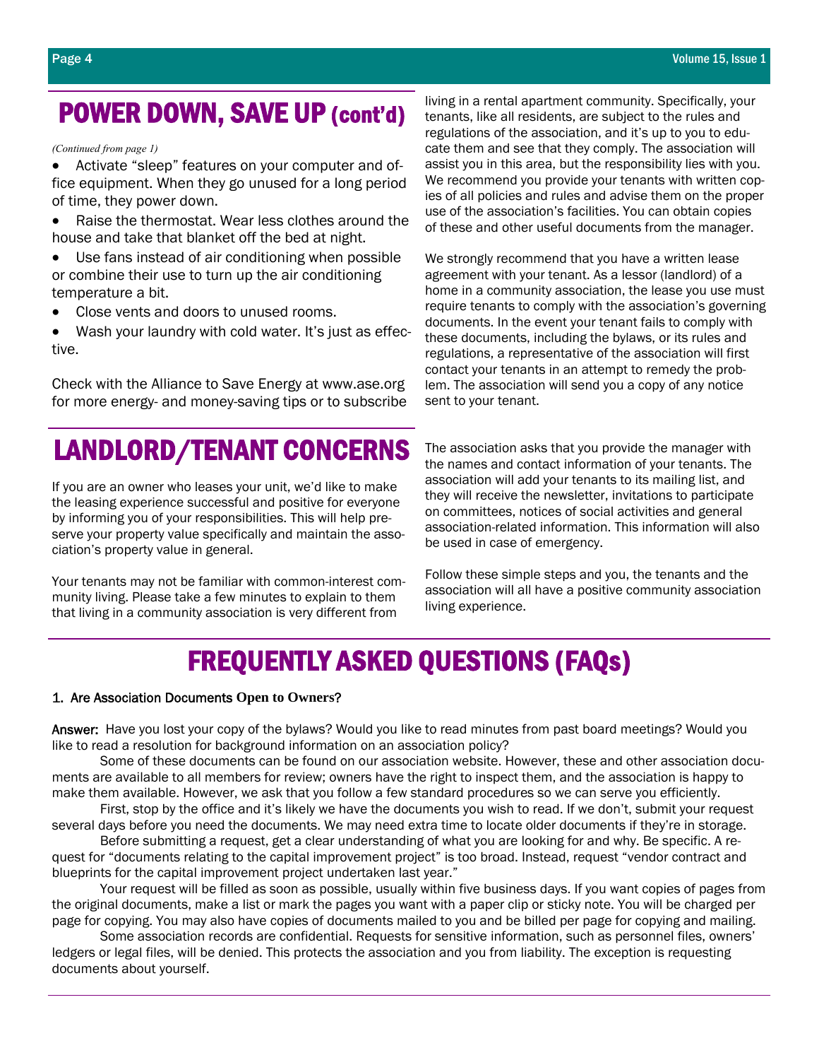## POWER DOWN, SAVE UP (cont'd)

*(Continued from page 1)*

- Activate "sleep" features on your computer and office equipment. When they go unused for a long period of time, they power down.
- Raise the thermostat. Wear less clothes around the house and take that blanket off the bed at night.
- Use fans instead of air conditioning when possible or combine their use to turn up the air conditioning temperature a bit.
- Close vents and doors to unused rooms.
- Wash your laundry with cold water. It's just as effective.

Check with the Alliance to Save Energy at www.ase.org for more energy- and money-saving tips or to subscribe

## LANDLORD/TENANT CONCERNS

If you are an owner who leases your unit, we'd like to make the leasing experience successful and positive for everyone by informing you of your responsibilities. This will help preserve your property value specifically and maintain the association's property value in general.

Your tenants may not be familiar with common-interest community living. Please take a few minutes to explain to them that living in a community association is very different from living in a rental apartment community. Specifically, your tenants, like all residents, are subject to the rules and regulations of the association, and it's up to you to educate them and see that they comply. The association will assist you in this area, but the responsibility lies with you. We recommend you provide your tenants with written copies of all policies and rules and advise them on the proper use of the association's facilities. You can obtain copies of these and other useful documents from the manager.

We strongly recommend that you have a written lease agreement with your tenant. As a lessor (landlord) of a home in a community association, the lease you use must require tenants to comply with the association's governing documents. In the event your tenant fails to comply with these documents, including the bylaws, or its rules and regulations, a representative of the association will first contact your tenants in an attempt to remedy the problem. The association will send you a copy of any notice sent to your tenant.

The association asks that you provide the manager with the names and contact information of your tenants. The association will add your tenants to its mailing list, and they will receive the newsletter, invitations to participate on committees, notices of social activities and general association-related information. This information will also be used in case of emergency.

Follow these simple steps and you, the tenants and the association will all have a positive community association living experience.

## FREQUENTLY ASKED QUESTIONS (FAQs)

**1. Are Association Documents Open to Owners?**

**Answer:** Have you lost your copy of the bylaws? Would you like to read minutes from past board meetings? Would you like to read a resolution for background information on an association policy?

Some of these documents can be found on our association website. However, these and other association documents are available to all members for review; owners have the right to inspect them, and the association is happy to make them available. However, we ask that you follow a few standard procedures so we can serve you efficiently.

First, stop by the office and it's likely we have the documents you wish to read. If we don't, submit your request several days before you need the documents. We may need extra time to locate older documents if they're in storage.

Before submitting a request, get a clear understanding of what you are looking for and why. Be specific. A request for "documents relating to the capital improvement project" is too broad. Instead, request "vendor contract and blueprints for the capital improvement project undertaken last year."

Your request will be filled as soon as possible, usually within five business days. If you want copies of pages from the original documents, make a list or mark the pages you want with a paper clip or sticky note. You will be charged per page for copying. You may also have copies of documents mailed to you and be billed per page for copying and mailing.

Some association records are confidential. Requests for sensitive information, such as personnel files, owners' ledgers or legal files, will be denied. This protects the association and you from liability. The exception is requesting documents about yourself.